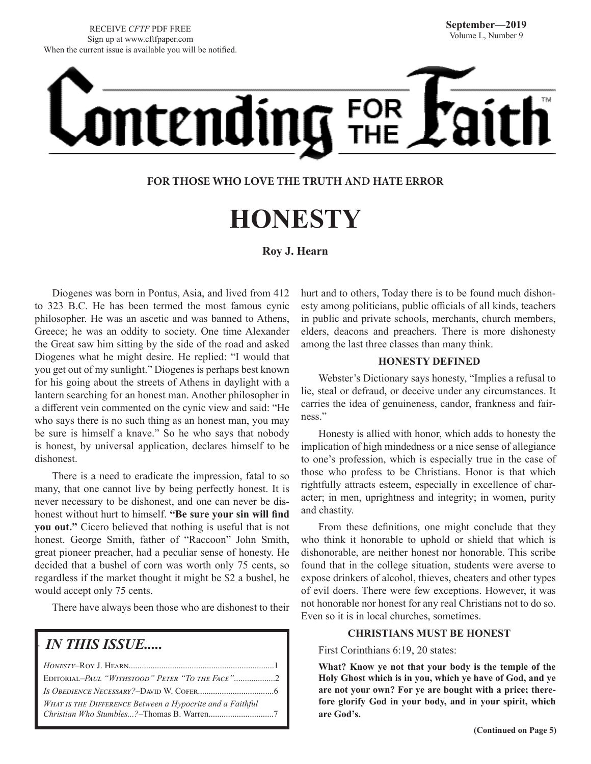RECEIVE *CFTF* PDF FREE
Sign up at www.cftfpaper.com
When the current issue is available you will be notified.

**September—2019**
Volume L, Number 9

# Contending FOR THE Faith™

**FOR THOSE WHO LOVE THE TRUTH AND HATE ERROR**

# HONESTY

**Roy J. Hearn**

Diogenes was born in Pontus, Asia, and lived from 412 to 323 B.C. He has been termed the most famous cynic philosopher. He was an ascetic and was banned to Athens, Greece; he was an oddity to society. One time Alexander the Great saw him sitting by the side of the road and asked Diogenes what he might desire. He replied: "I would that you get out of my sunlight." Diogenes is perhaps best known for his going about the streets of Athens in daylight with a lantern searching for an honest man. Another philosopher in a different vein commented on the cynic view and said: "He who says there is no such thing as an honest man, you may be sure is himself a knave." So he who says that nobody is honest, by universal application, declares himself to be dishonest.

There is a need to eradicate the impression, fatal to so many, that one cannot live by being perfectly honest. It is never necessary to be dishonest, and one can never be dishonest without hurt to himself. **"Be sure your sin will find you out."** Cicero believed that nothing is useful that is not honest. George Smith, father of "Raccoon" John Smith, great pioneer preacher, had a peculiar sense of honesty. He decided that a bushel of corn was worth only 75 cents, so regardless if the market thought it might be $2 a bushel, he would accept only 75 cents.

There have always been those who are dishonest to their hurt and to others, Today there is to be found much dishonesty among politicians, public officials of all kinds, teachers in public and private schools, merchants, church members, elders, deacons and preachers. There is more dishonesty among the last three classes than many think.

### HONESTY DEFINED

Webster's Dictionary says honesty, "Implies a refusal to lie, steal or defraud, or deceive under any circumstances. It carries the idea of genuineness, candor, frankness and fairness."

Honesty is allied with honor, which adds to honesty the implication of high mindedness or a nice sense of allegiance to one's profession, which is especially true in the case of those who profess to be Christians. Honor is that which rightfully attracts esteem, especially in excellence of character; in men, uprightness and integrity; in women, purity and chastity.

From these definitions, one might conclude that they who think it honorable to uphold or shield that which is dishonorable, are neither honest nor honorable. This scribe found that in the college situation, students were averse to expose drinkers of alcohol, thieves, cheaters and other types of evil doers. There were few exceptions. However, it was not honorable nor honest for any real Christians not to do so. Even so it is in local churches, sometimes.

### CHRISTIANS MUST BE HONEST

First Corinthians 6:19, 20 states:

**What? Know ye not that your body is the temple of the Holy Ghost which is in you, which ye have of God, and ye are not your own? For ye are bought with a price; therefore glorify God in your body, and in your spirit, which are God's.**

**(Continued on Page 5)**

---

***IN THIS ISSUE.....***

*Honesty*–Roy J. Hearn..................................................................1
Editorial–*Paul "Withstood" Peter "To the Face"*...................2
*Is Obedience Necessary?*–David W. Cofer..................................6
*What is the Difference Between a Hypocrite and a Faithful Christian Who Stumbles...?*–Thomas B. Warren.............................7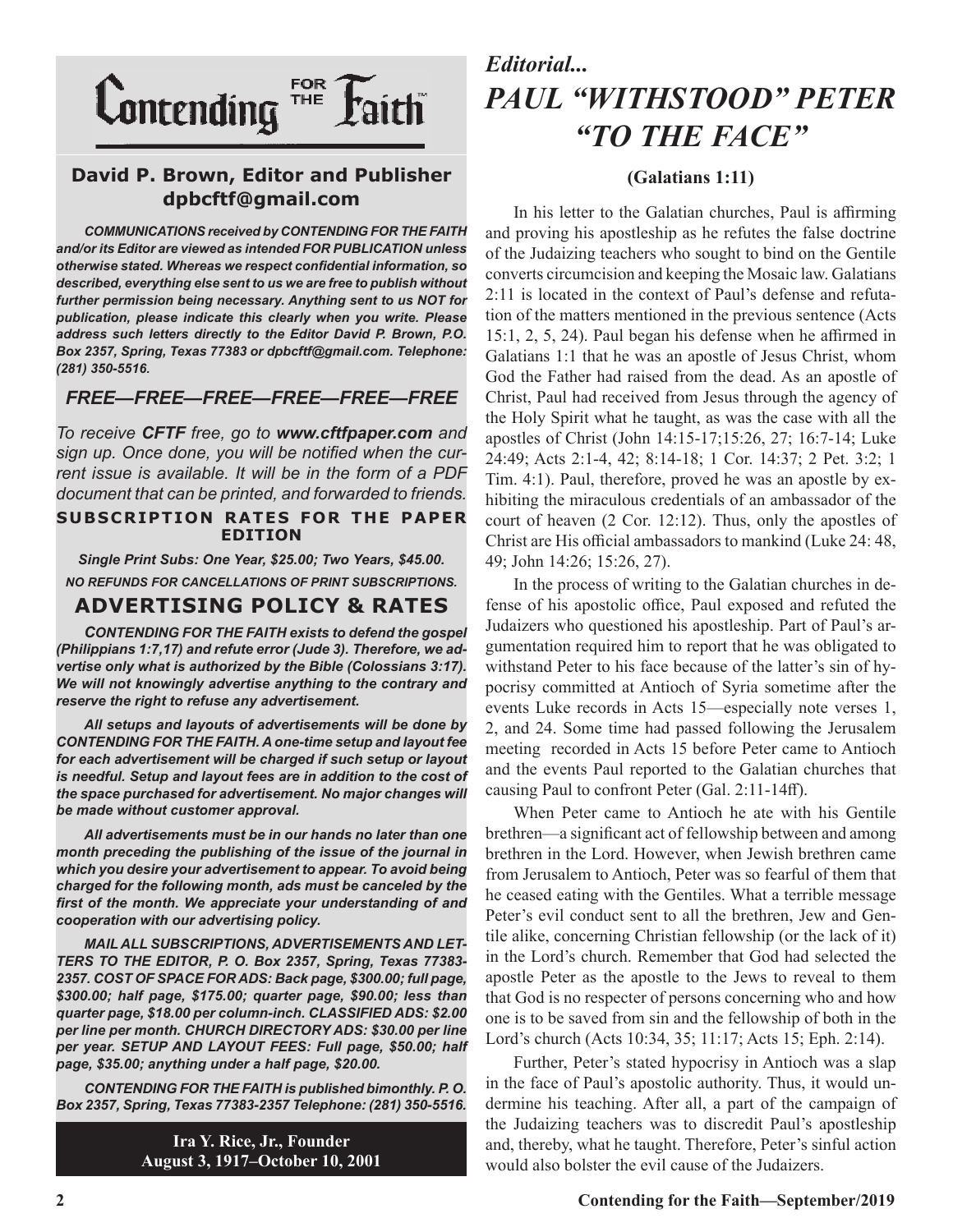# Contending FOR THE Faith™

**David P. Brown, Editor and Publisher**
**dpbcftf@gmail.com**

***COMMUNICATIONS received by CONTENDING FOR THE FAITH and/or its Editor are viewed as intended FOR PUBLICATION unless otherwise stated. Whereas we respect confidential information, so described, everything else sent to us we are free to publish without further permission being necessary. Anything sent to us NOT for publication, please indicate this clearly when you write. Please address such letters directly to the Editor David P. Brown, P.O. Box 2357, Spring, Texas 77383 or dpbcftf@gmail.com. Telephone: (281) 350-5516.***

***FREE—FREE—FREE—FREE—FREE—FREE***

*To receive **CFTF** free, go to **www.cftfpaper.com** and sign up. Once done, you will be notified when the current issue is available. It will be in the form of a PDF document that can be printed, and forwarded to friends.*

**SUBSCRIPTION RATES FOR THE PAPER EDITION**

***Single Print Subs: One Year, $25.00; Two Years, $45.00.***

***NO REFUNDS FOR CANCELLATIONS OF PRINT SUBSCRIPTIONS.***

## ADVERTISING POLICY & RATES

***CONTENDING FOR THE FAITH exists to defend the gospel (Philippians 1:7,17) and refute error (Jude 3). Therefore, we advertise only what is authorized by the Bible (Colossians 3:17). We will not knowingly advertise anything to the contrary and reserve the right to refuse any advertisement.***

***All setups and layouts of advertisements will be done by CONTENDING FOR THE FAITH. A one-time setup and layout fee for each advertisement will be charged if such setup or layout is needful. Setup and layout fees are in addition to the cost of the space purchased for advertisement. No major changes will be made without customer approval.***

***All advertisements must be in our hands no later than one month preceding the publishing of the issue of the journal in which you desire your advertisement to appear. To avoid being charged for the following month, ads must be canceled by the first of the month. We appreciate your understanding of and cooperation with our advertising policy.***

***MAIL ALL SUBSCRIPTIONS, ADVERTISEMENTS AND LETTERS TO THE EDITOR, P. O. Box 2357, Spring, Texas 77383-2357. COST OF SPACE FOR ADS: Back page, $300.00; full page, $300.00; half page, $175.00; quarter page, $90.00; less than quarter page, $18.00 per column-inch. CLASSIFIED ADS: $2.00 per line per month. CHURCH DIRECTORY ADS: $30.00 per line per year. SETUP AND LAYOUT FEES: Full page, $50.00; half page, $35.00; anything under a half page, $20.00.***

***CONTENDING FOR THE FAITH is published bimonthly. P. O. Box 2357, Spring, Texas 77383-2357 Telephone: (281) 350-5516.***

**Ira Y. Rice, Jr., Founder**
**August 3, 1917–October 10, 2001**

## *Editorial...*

# *PAUL "WITHSTOOD" PETER "TO THE FACE"*

**(Galatians 1:11)**

In his letter to the Galatian churches, Paul is affirming and proving his apostleship as he refutes the false doctrine of the Judaizing teachers who sought to bind on the Gentile converts circumcision and keeping the Mosaic law. Galatians 2:11 is located in the context of Paul's defense and refutation of the matters mentioned in the previous sentence (Acts 15:1, 2, 5, 24). Paul began his defense when he affirmed in Galatians 1:1 that he was an apostle of Jesus Christ, whom God the Father had raised from the dead. As an apostle of Christ, Paul had received from Jesus through the agency of the Holy Spirit what he taught, as was the case with all the apostles of Christ (John 14:15-17;15:26, 27; 16:7-14; Luke 24:49; Acts 2:1-4, 42; 8:14-18; 1 Cor. 14:37; 2 Pet. 3:2; 1 Tim. 4:1). Paul, therefore, proved he was an apostle by exhibiting the miraculous credentials of an ambassador of the court of heaven (2 Cor. 12:12). Thus, only the apostles of Christ are His official ambassadors to mankind (Luke 24: 48, 49; John 14:26; 15:26, 27).

In the process of writing to the Galatian churches in defense of his apostolic office, Paul exposed and refuted the Judaizers who questioned his apostleship. Part of Paul's argumentation required him to report that he was obligated to withstand Peter to his face because of the latter's sin of hypocrisy committed at Antioch of Syria sometime after the events Luke records in Acts 15—especially note verses 1, 2, and 24. Some time had passed following the Jerusalem meeting recorded in Acts 15 before Peter came to Antioch and the events Paul reported to the Galatian churches that causing Paul to confront Peter (Gal. 2:11-14ff).

When Peter came to Antioch he ate with his Gentile brethren—a significant act of fellowship between and among brethren in the Lord. However, when Jewish brethren came from Jerusalem to Antioch, Peter was so fearful of them that he ceased eating with the Gentiles. What a terrible message Peter's evil conduct sent to all the brethren, Jew and Gentile alike, concerning Christian fellowship (or the lack of it) in the Lord's church. Remember that God had selected the apostle Peter as the apostle to the Jews to reveal to them that God is no respecter of persons concerning who and how one is to be saved from sin and the fellowship of both in the Lord's church (Acts 10:34, 35; 11:17; Acts 15; Eph. 2:14).

Further, Peter's stated hypocrisy in Antioch was a slap in the face of Paul's apostolic authority. Thus, it would undermine his teaching. After all, a part of the campaign of the Judaizing teachers was to discredit Paul's apostleship and, thereby, what he taught. Therefore, Peter's sinful action would also bolster the evil cause of the Judaizers.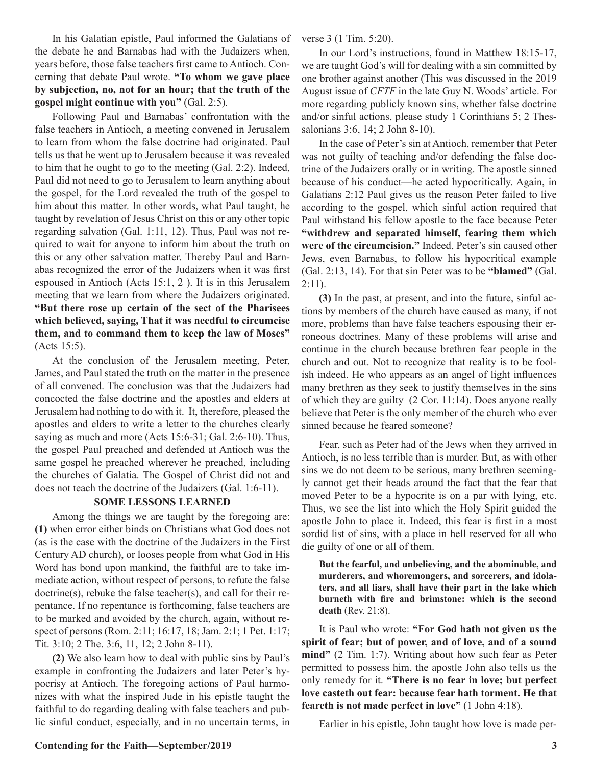In his Galatian epistle, Paul informed the Galatians of the debate he and Barnabas had with the Judaizers when, years before, those false teachers first came to Antioch. Concerning that debate Paul wrote. **"To whom we gave place by subjection, no, not for an hour; that the truth of the gospel might continue with you"** (Gal. 2:5).

Following Paul and Barnabas' confrontation with the false teachers in Antioch, a meeting convened in Jerusalem to learn from whom the false doctrine had originated. Paul tells us that he went up to Jerusalem because it was revealed to him that he ought to go to the meeting (Gal. 2:2). Indeed, Paul did not need to go to Jerusalem to learn anything about the gospel, for the Lord revealed the truth of the gospel to him about this matter. In other words, what Paul taught, he taught by revelation of Jesus Christ on this or any other topic regarding salvation (Gal. 1:11, 12). Thus, Paul was not required to wait for anyone to inform him about the truth on this or any other salvation matter. Thereby Paul and Barnabas recognized the error of the Judaizers when it was first espoused in Antioch (Acts 15:1, 2 ). It is in this Jerusalem meeting that we learn from where the Judaizers originated. **"But there rose up certain of the sect of the Pharisees which believed, saying, That it was needful to circumcise them, and to command them to keep the law of Moses"** (Acts 15:5).

At the conclusion of the Jerusalem meeting, Peter, James, and Paul stated the truth on the matter in the presence of all convened. The conclusion was that the Judaizers had concocted the false doctrine and the apostles and elders at Jerusalem had nothing to do with it. It, therefore, pleased the apostles and elders to write a letter to the churches clearly saying as much and more (Acts 15:6-31; Gal. 2:6-10). Thus, the gospel Paul preached and defended at Antioch was the same gospel he preached wherever he preached, including the churches of Galatia. The Gospel of Christ did not and does not teach the doctrine of the Judaizers (Gal. 1:6-11).

**SOME LESSONS LEARNED**

Among the things we are taught by the foregoing are: **(1)** when error either binds on Christians what God does not (as is the case with the doctrine of the Judaizers in the First Century AD church), or looses people from what God in His Word has bond upon mankind, the faithful are to take immediate action, without respect of persons, to refute the false doctrine(s), rebuke the false teacher(s), and call for their repentance. If no repentance is forthcoming, false teachers are to be marked and avoided by the church, again, without respect of persons (Rom. 2:11; 16:17, 18; Jam. 2:1; 1 Pet. 1:17; Tit. 3:10; 2 The. 3:6, 11, 12; 2 John 8-11).

**(2)** We also learn how to deal with public sins by Paul's example in confronting the Judaizers and later Peter's hypocrisy at Antioch. The foregoing actions of Paul harmonizes with what the inspired Jude in his epistle taught the faithful to do regarding dealing with false teachers and public sinful conduct, especially, and in no uncertain terms, in verse 3 (1 Tim. 5:20).

In our Lord's instructions, found in Matthew 18:15-17, we are taught God's will for dealing with a sin committed by one brother against another (This was discussed in the 2019 August issue of *CFTF* in the late Guy N. Woods' article. For more regarding publicly known sins, whether false doctrine and/or sinful actions, please study 1 Corinthians 5; 2 Thessalonians 3:6, 14; 2 John 8-10).

In the case of Peter's sin at Antioch, remember that Peter was not guilty of teaching and/or defending the false doctrine of the Judaizers orally or in writing. The apostle sinned because of his conduct—he acted hypocritically. Again, in Galatians 2:12 Paul gives us the reason Peter failed to live according to the gospel, which sinful action required that Paul withstand his fellow apostle to the face because Peter **"withdrew and separated himself, fearing them which were of the circumcision."** Indeed, Peter's sin caused other Jews, even Barnabas, to follow his hypocritical example (Gal. 2:13, 14). For that sin Peter was to be **"blamed"** (Gal. 2:11).

**(3)** In the past, at present, and into the future, sinful actions by members of the church have caused as many, if not more, problems than have false teachers espousing their erroneous doctrines. Many of these problems will arise and continue in the church because brethren fear people in the church and out. Not to recognize that reality is to be foolish indeed. He who appears as an angel of light influences many brethren as they seek to justify themselves in the sins of which they are guilty (2 Cor. 11:14). Does anyone really believe that Peter is the only member of the church who ever sinned because he feared someone?

Fear, such as Peter had of the Jews when they arrived in Antioch, is no less terrible than is murder. But, as with other sins we do not deem to be serious, many brethren seemingly cannot get their heads around the fact that the fear that moved Peter to be a hypocrite is on a par with lying, etc. Thus, we see the list into which the Holy Spirit guided the apostle John to place it. Indeed, this fear is first in a most sordid list of sins, with a place in hell reserved for all who die guilty of one or all of them.

> **But the fearful, and unbelieving, and the abominable, and murderers, and whoremongers, and sorcerers, and idolaters, and all liars, shall have their part in the lake which burneth with fire and brimstone: which is the second death** (Rev. 21:8).

It is Paul who wrote: **"For God hath not given us the spirit of fear; but of power, and of love, and of a sound mind"** (2 Tim. 1:7). Writing about how such fear as Peter permitted to possess him, the apostle John also tells us the only remedy for it. **"There is no fear in love; but perfect love casteth out fear: because fear hath torment. He that feareth is not made perfect in love"** (1 John 4:18).

Earlier in his epistle, John taught how love is made per-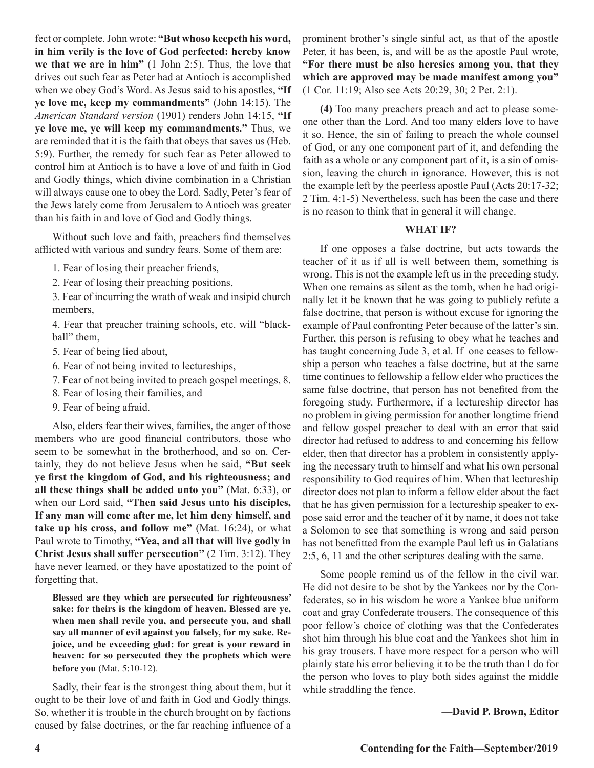fect or complete. John wrote: **"But whoso keepeth his word, in him verily is the love of God perfected: hereby know we that we are in him"** (1 John 2:5). Thus, the love that drives out such fear as Peter had at Antioch is accomplished when we obey God's Word. As Jesus said to his apostles, **"If ye love me, keep my commandments"** (John 14:15). The *American Standard version* (1901) renders John 14:15, **"If ye love me, ye will keep my commandments."** Thus, we are reminded that it is the faith that obeys that saves us (Heb. 5:9). Further, the remedy for such fear as Peter allowed to control him at Antioch is to have a love of and faith in God and Godly things, which divine combination in a Christian will always cause one to obey the Lord. Sadly, Peter's fear of the Jews lately come from Jerusalem to Antioch was greater than his faith in and love of God and Godly things.

Without such love and faith, preachers find themselves afflicted with various and sundry fears. Some of them are:

1. Fear of losing their preacher friends,
2. Fear of losing their preaching positions,
3. Fear of incurring the wrath of weak and insipid church members,
4. Fear that preacher training schools, etc. will "blackball" them,
5. Fear of being lied about,
6. Fear of not being invited to lectureships,
7. Fear of not being invited to preach gospel meetings, 8.
8. Fear of losing their families, and
9. Fear of being afraid.

Also, elders fear their wives, families, the anger of those members who are good financial contributors, those who seem to be somewhat in the brotherhood, and so on. Certainly, they do not believe Jesus when he said, **"But seek ye first the kingdom of God, and his righteousness; and all these things shall be added unto you"** (Mat. 6:33), or when our Lord said, **"Then said Jesus unto his disciples, If any man will come after me, let him deny himself, and take up his cross, and follow me"** (Mat. 16:24), or what Paul wrote to Timothy, **"Yea, and all that will live godly in Christ Jesus shall suffer persecution"** (2 Tim. 3:12). They have never learned, or they have apostatized to the point of forgetting that,

> **Blessed are they which are persecuted for righteousness' sake: for theirs is the kingdom of heaven. Blessed are ye, when men shall revile you, and persecute you, and shall say all manner of evil against you falsely, for my sake. Rejoice, and be exceeding glad: for great is your reward in heaven: for so persecuted they the prophets which were before you** (Mat. 5:10-12).

Sadly, their fear is the strongest thing about them, but it ought to be their love of and faith in God and Godly things. So, whether it is trouble in the church brought on by factions caused by false doctrines, or the far reaching influence of a prominent brother's single sinful act, as that of the apostle Peter, it has been, is, and will be as the apostle Paul wrote, **"For there must be also heresies among you, that they which are approved may be made manifest among you"** (1 Cor. 11:19; Also see Acts 20:29, 30; 2 Pet. 2:1).

**(4)** Too many preachers preach and act to please someone other than the Lord. And too many elders love to have it so. Hence, the sin of failing to preach the whole counsel of God, or any one component part of it, and defending the faith as a whole or any component part of it, is a sin of omission, leaving the church in ignorance. However, this is not the example left by the peerless apostle Paul (Acts 20:17-32; 2 Tim. 4:1-5) Nevertheless, such has been the case and there is no reason to think that in general it will change.

## WHAT IF?

If one opposes a false doctrine, but acts towards the teacher of it as if all is well between them, something is wrong. This is not the example left us in the preceding study. When one remains as silent as the tomb, when he had originally let it be known that he was going to publicly refute a false doctrine, that person is without excuse for ignoring the example of Paul confronting Peter because of the latter's sin. Further, this person is refusing to obey what he teaches and has taught concerning Jude 3, et al. If one ceases to fellowship a person who teaches a false doctrine, but at the same time continues to fellowship a fellow elder who practices the same false doctrine, that person has not benefited from the foregoing study. Furthermore, if a lectureship director has no problem in giving permission for another longtime friend and fellow gospel preacher to deal with an error that said director had refused to address to and concerning his fellow elder, then that director has a problem in consistently applying the necessary truth to himself and what his own personal responsibility to God requires of him. When that lectureship director does not plan to inform a fellow elder about the fact that he has given permission for a lectureship speaker to expose said error and the teacher of it by name, it does not take a Solomon to see that something is wrong and said person has not benefitted from the example Paul left us in Galatians 2:5, 6, 11 and the other scriptures dealing with the same.

Some people remind us of the fellow in the civil war. He did not desire to be shot by the Yankees nor by the Confederates, so in his wisdom he wore a Yankee blue uniform coat and gray Confederate trousers. The consequence of this poor fellow's choice of clothing was that the Confederates shot him through his blue coat and the Yankees shot him in his gray trousers. I have more respect for a person who will plainly state his error believing it to be the truth than I do for the person who loves to play both sides against the middle while straddling the fence.

**—David P. Brown, Editor**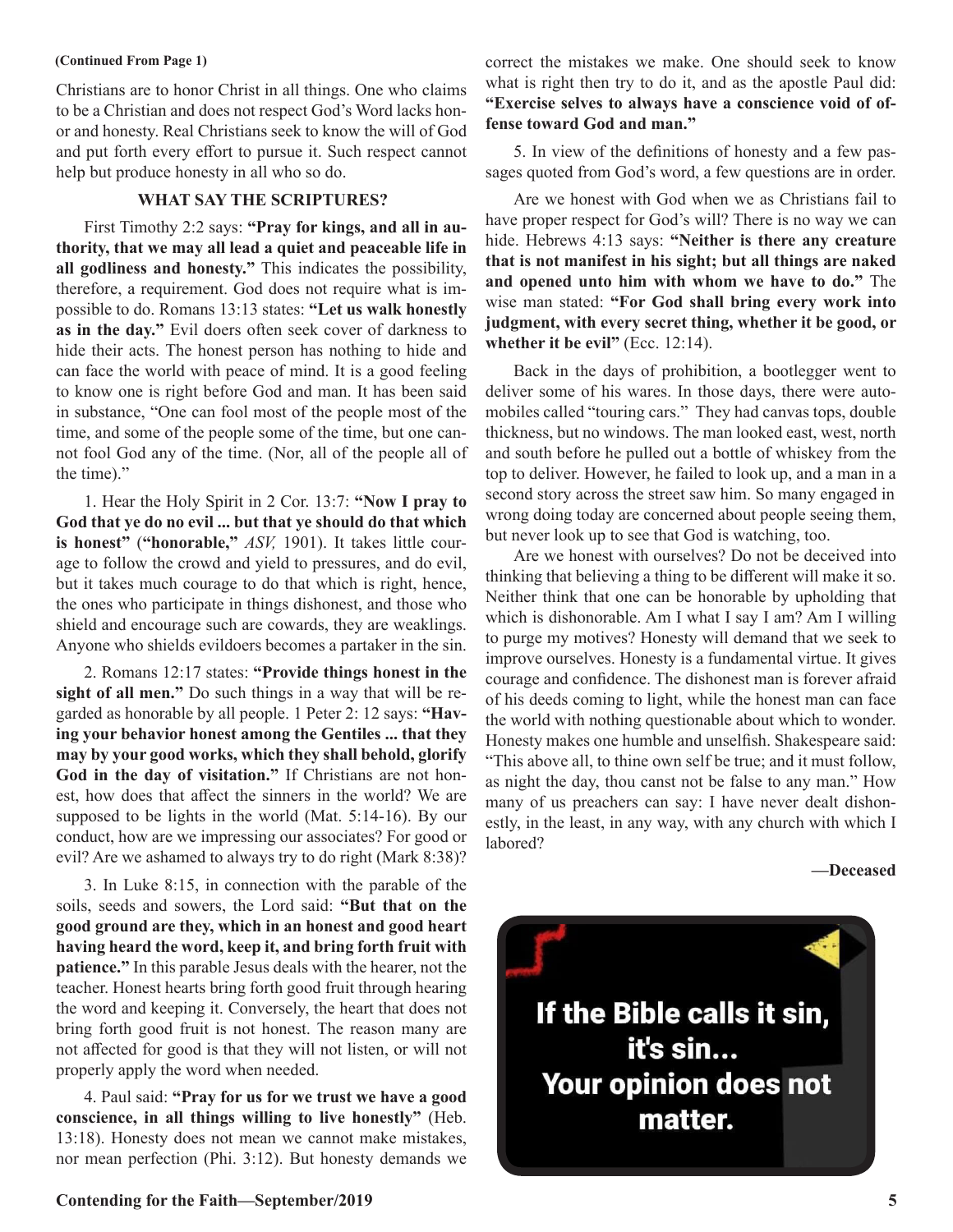(Continued From Page 1)

Christians are to honor Christ in all things. One who claims to be a Christian and does not respect God's Word lacks honor and honesty. Real Christians seek to know the will of God and put forth every effort to pursue it. Such respect cannot help but produce honesty in all who so do.

### WHAT SAY THE SCRIPTURES?

First Timothy 2:2 says: **"Pray for kings, and all in authority, that we may all lead a quiet and peaceable life in all godliness and honesty."** This indicates the possibility, therefore, a requirement. God does not require what is impossible to do. Romans 13:13 states: **"Let us walk honestly as in the day."** Evil doers often seek cover of darkness to hide their acts. The honest person has nothing to hide and can face the world with peace of mind. It is a good feeling to know one is right before God and man. It has been said in substance, "One can fool most of the people most of the time, and some of the people some of the time, but one cannot fool God any of the time. (Nor, all of the people all of the time)."

1. Hear the Holy Spirit in 2 Cor. 13:7: **"Now I pray to God that ye do no evil ... but that ye should do that which is honest"** (**"honorable,"** *ASV,* 1901). It takes little courage to follow the crowd and yield to pressures, and do evil, but it takes much courage to do that which is right, hence, the ones who participate in things dishonest, and those who shield and encourage such are cowards, they are weaklings. Anyone who shields evildoers becomes a partaker in the sin.

2. Romans 12:17 states: **"Provide things honest in the sight of all men."** Do such things in a way that will be regarded as honorable by all people. 1 Peter 2: 12 says: **"Having your behavior honest among the Gentiles ... that they may by your good works, which they shall behold, glorify God in the day of visitation."** If Christians are not honest, how does that affect the sinners in the world? We are supposed to be lights in the world (Mat. 5:14-16). By our conduct, how are we impressing our associates? For good or evil? Are we ashamed to always try to do right (Mark 8:38)?

3. In Luke 8:15, in connection with the parable of the soils, seeds and sowers, the Lord said: **"But that on the good ground are they, which in an honest and good heart having heard the word, keep it, and bring forth fruit with patience."** In this parable Jesus deals with the hearer, not the teacher. Honest hearts bring forth good fruit through hearing the word and keeping it. Conversely, the heart that does not bring forth good fruit is not honest. The reason many are not affected for good is that they will not listen, or will not properly apply the word when needed.

4. Paul said: **"Pray for us for we trust we have a good conscience, in all things willing to live honestly"** (Heb. 13:18). Honesty does not mean we cannot make mistakes, nor mean perfection (Phi. 3:12). But honesty demands we correct the mistakes we make. One should seek to know what is right then try to do it, and as the apostle Paul did: **"Exercise selves to always have a conscience void of offense toward God and man."**

5. In view of the definitions of honesty and a few passages quoted from God's word, a few questions are in order.

Are we honest with God when we as Christians fail to have proper respect for God's will? There is no way we can hide. Hebrews 4:13 says: **"Neither is there any creature that is not manifest in his sight; but all things are naked and opened unto him with whom we have to do."** The wise man stated: **"For God shall bring every work into judgment, with every secret thing, whether it be good, or whether it be evil"** (Ecc. 12:14).

Back in the days of prohibition, a bootlegger went to deliver some of his wares. In those days, there were automobiles called "touring cars." They had canvas tops, double thickness, but no windows. The man looked east, west, north and south before he pulled out a bottle of whiskey from the top to deliver. However, he failed to look up, and a man in a second story across the street saw him. So many engaged in wrong doing today are concerned about people seeing them, but never look up to see that God is watching, too.

Are we honest with ourselves? Do not be deceived into thinking that believing a thing to be different will make it so. Neither think that one can be honorable by upholding that which is dishonorable. Am I what I say I am? Am I willing to purge my motives? Honesty will demand that we seek to improve ourselves. Honesty is a fundamental virtue. It gives courage and confidence. The dishonest man is forever afraid of his deeds coming to light, while the honest man can face the world with nothing questionable about which to wonder. Honesty makes one humble and unselfish. Shakespeare said: "This above all, to thine own self be true; and it must follow, as night the day, thou canst not be false to any man." How many of us preachers can say: I have never dealt dishonestly, in the least, in any way, with any church with which I labored?

**—Deceased**

**If the Bible calls it sin, it's sin... Your opinion does not matter.**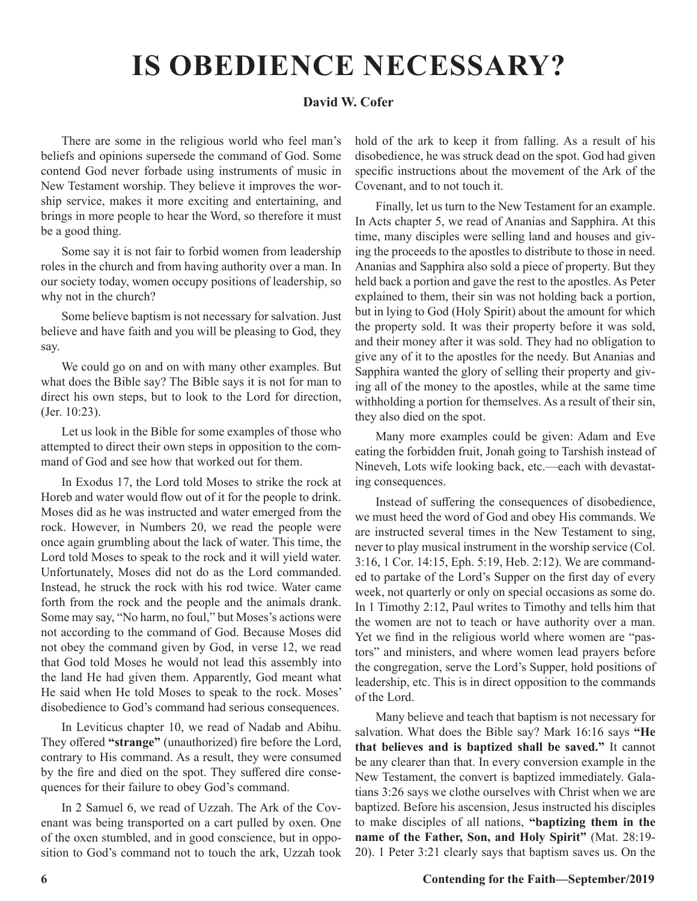# IS OBEDIENCE NECESSARY?

**David W. Cofer**

There are some in the religious world who feel man's beliefs and opinions supersede the command of God. Some contend God never forbade using instruments of music in New Testament worship. They believe it improves the worship service, makes it more exciting and entertaining, and brings in more people to hear the Word, so therefore it must be a good thing.

Some say it is not fair to forbid women from leadership roles in the church and from having authority over a man. In our society today, women occupy positions of leadership, so why not in the church?

Some believe baptism is not necessary for salvation. Just believe and have faith and you will be pleasing to God, they say.

We could go on and on with many other examples. But what does the Bible say? The Bible says it is not for man to direct his own steps, but to look to the Lord for direction, (Jer. 10:23).

Let us look in the Bible for some examples of those who attempted to direct their own steps in opposition to the command of God and see how that worked out for them.

In Exodus 17, the Lord told Moses to strike the rock at Horeb and water would flow out of it for the people to drink. Moses did as he was instructed and water emerged from the rock. However, in Numbers 20, we read the people were once again grumbling about the lack of water. This time, the Lord told Moses to speak to the rock and it will yield water. Unfortunately, Moses did not do as the Lord commanded. Instead, he struck the rock with his rod twice. Water came forth from the rock and the people and the animals drank. Some may say, "No harm, no foul," but Moses's actions were not according to the command of God. Because Moses did not obey the command given by God, in verse 12, we read that God told Moses he would not lead this assembly into the land He had given them. Apparently, God meant what He said when He told Moses to speak to the rock. Moses' disobedience to God's command had serious consequences.

In Leviticus chapter 10, we read of Nadab and Abihu. They offered **"strange"** (unauthorized) fire before the Lord, contrary to His command. As a result, they were consumed by the fire and died on the spot. They suffered dire consequences for their failure to obey God's command.

In 2 Samuel 6, we read of Uzzah. The Ark of the Covenant was being transported on a cart pulled by oxen. One of the oxen stumbled, and in good conscience, but in opposition to God's command not to touch the ark, Uzzah took hold of the ark to keep it from falling. As a result of his disobedience, he was struck dead on the spot. God had given specific instructions about the movement of the Ark of the Covenant, and to not touch it.

Finally, let us turn to the New Testament for an example. In Acts chapter 5, we read of Ananias and Sapphira. At this time, many disciples were selling land and houses and giving the proceeds to the apostles to distribute to those in need. Ananias and Sapphira also sold a piece of property. But they held back a portion and gave the rest to the apostles. As Peter explained to them, their sin was not holding back a portion, but in lying to God (Holy Spirit) about the amount for which the property sold. It was their property before it was sold, and their money after it was sold. They had no obligation to give any of it to the apostles for the needy. But Ananias and Sapphira wanted the glory of selling their property and giving all of the money to the apostles, while at the same time withholding a portion for themselves. As a result of their sin, they also died on the spot.

Many more examples could be given: Adam and Eve eating the forbidden fruit, Jonah going to Tarshish instead of Nineveh, Lots wife looking back, etc.—each with devastating consequences.

Instead of suffering the consequences of disobedience, we must heed the word of God and obey His commands. We are instructed several times in the New Testament to sing, never to play musical instrument in the worship service (Col. 3:16, 1 Cor. 14:15, Eph. 5:19, Heb. 2:12). We are commanded to partake of the Lord's Supper on the first day of every week, not quarterly or only on special occasions as some do. In 1 Timothy 2:12, Paul writes to Timothy and tells him that the women are not to teach or have authority over a man. Yet we find in the religious world where women are "pastors" and ministers, and where women lead prayers before the congregation, serve the Lord's Supper, hold positions of leadership, etc. This is in direct opposition to the commands of the Lord.

Many believe and teach that baptism is not necessary for salvation. What does the Bible say? Mark 16:16 says **"He that believes and is baptized shall be saved."** It cannot be any clearer than that. In every conversion example in the New Testament, the convert is baptized immediately. Galatians 3:26 says we clothe ourselves with Christ when we are baptized. Before his ascension, Jesus instructed his disciples to make disciples of all nations, **"baptizing them in the name of the Father, Son, and Holy Spirit"** (Mat. 28:19-20). 1 Peter 3:21 clearly says that baptism saves us. On the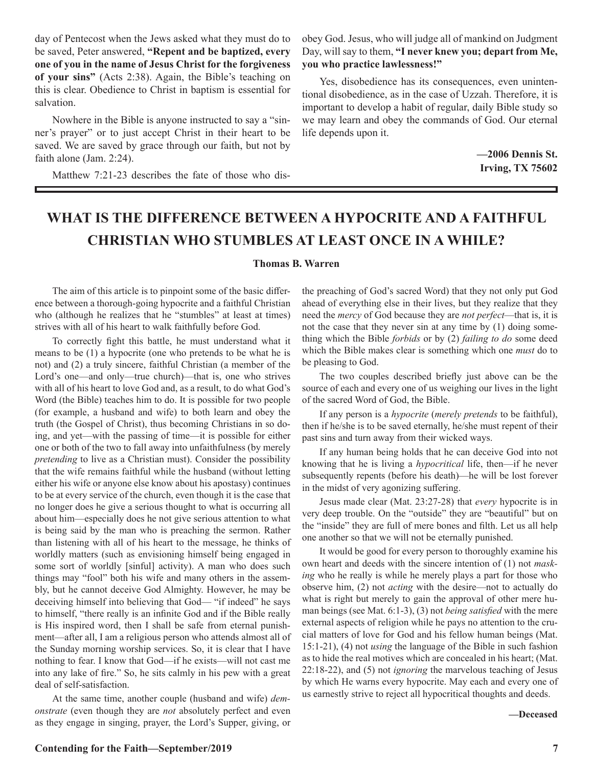day of Pentecost when the Jews asked what they must do to be saved, Peter answered, **"Repent and be baptized, every one of you in the name of Jesus Christ for the forgiveness of your sins"** (Acts 2:38). Again, the Bible's teaching on this is clear. Obedience to Christ in baptism is essential for salvation.

Nowhere in the Bible is anyone instructed to say a "sinner's prayer" or to just accept Christ in their heart to be saved. We are saved by grace through our faith, but not by faith alone (Jam. 2:24).

Matthew 7:21-23 describes the fate of those who disobey God. Jesus, who will judge all of mankind on Judgment Day, will say to them, **"I never knew you; depart from Me, you who practice lawlessness!"**

Yes, disobedience has its consequences, even unintentional disobedience, as in the case of Uzzah. Therefore, it is important to develop a habit of regular, daily Bible study so we may learn and obey the commands of God. Our eternal life depends upon it.

**—2006 Dennis St.**
**Irving, TX 75602**

---

# WHAT IS THE DIFFERENCE BETWEEN A HYPOCRITE AND A FAITHFUL CHRISTIAN WHO STUMBLES AT LEAST ONCE IN A WHILE?

**Thomas B. Warren**

The aim of this article is to pinpoint some of the basic difference between a thorough-going hypocrite and a faithful Christian who (although he realizes that he "stumbles" at least at times) strives with all of his heart to walk faithfully before God.

To correctly fight this battle, he must understand what it means to be (1) a hypocrite (one who pretends to be what he is not) and (2) a truly sincere, faithful Christian (a member of the Lord's one—and only—true church)—that is, one who strives with all of his heart to love God and, as a result, to do what God's Word (the Bible) teaches him to do. It is possible for two people (for example, a husband and wife) to both learn and obey the truth (the Gospel of Christ), thus becoming Christians in so doing, and yet—with the passing of time—it is possible for either one or both of the two to fall away into unfaithfulness (by merely *pretending* to live as a Christian must). Consider the possibility that the wife remains faithful while the husband (without letting either his wife or anyone else know about his apostasy) continues to be at every service of the church, even though it is the case that no longer does he give a serious thought to what is occurring all about him—especially does he not give serious attention to what is being said by the man who is preaching the sermon. Rather than listening with all of his heart to the message, he thinks of worldly matters (such as envisioning himself being engaged in some sort of worldly [sinful] activity). A man who does such things may "fool" both his wife and many others in the assembly, but he cannot deceive God Almighty. However, he may be deceiving himself into believing that God— "if indeed" he says to himself, "there really is an infinite God and if the Bible really is His inspired word, then I shall be safe from eternal punishment—after all, I am a religious person who attends almost all of the Sunday morning worship services. So, it is clear that I have nothing to fear. I know that God—if he exists—will not cast me into any lake of fire." So, he sits calmly in his pew with a great deal of self-satisfaction.

At the same time, another couple (husband and wife) *demonstrate* (even though they are *not* absolutely perfect and even as they engage in singing, prayer, the Lord's Supper, giving, or the preaching of God's sacred Word) that they not only put God ahead of everything else in their lives, but they realize that they need the *mercy* of God because they are *not perfect*—that is, it is not the case that they never sin at any time by (1) doing something which the Bible *forbids* or by (2) *failing to do* some deed which the Bible makes clear is something which one *must* do to be pleasing to God.

The two couples described briefly just above can be the source of each and every one of us weighing our lives in the light of the sacred Word of God, the Bible.

If any person is a *hypocrite* (*merely pretends* to be faithful), then if he/she is to be saved eternally, he/she must repent of their past sins and turn away from their wicked ways.

If any human being holds that he can deceive God into not knowing that he is living a *hypocritical* life, then—if he never subsequently repents (before his death)—he will be lost forever in the midst of very agonizing suffering.

Jesus made clear (Mat. 23:27-28) that *every* hypocrite is in very deep trouble. On the "outside" they are "beautiful" but on the "inside" they are full of mere bones and filth. Let us all help one another so that we will not be eternally punished.

It would be good for every person to thoroughly examine his own heart and deeds with the sincere intention of (1) not *masking* who he really is while he merely plays a part for those who observe him, (2) not *acting* with the desire—not to actually do what is right but merely to gain the approval of other mere human beings (see Mat. 6:1-3), (3) not *being satisfied* with the mere external aspects of religion while he pays no attention to the crucial matters of love for God and his fellow human beings (Mat. 15:1-21), (4) not *using* the language of the Bible in such fashion as to hide the real motives which are concealed in his heart; (Mat. 22:18-22), and (5) not *ignoring* the marvelous teaching of Jesus by which He warns every hypocrite. May each and every one of us earnestly strive to reject all hypocritical thoughts and deeds.

**—Deceased**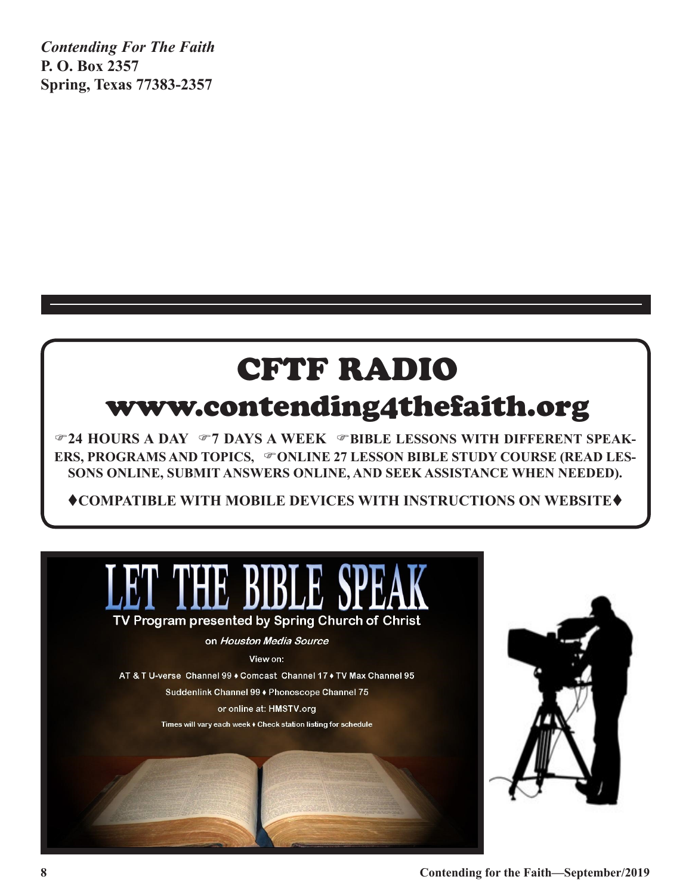*Contending For The Faith*
**P. O. Box 2357**
**Spring, Texas 77383-2357**

# CFTF RADIO

## www.contending4thefaith.org

**☞24 HOURS A DAY ☞7 DAYS A WEEK ☞BIBLE LESSONS WITH DIFFERENT SPEAKERS, PROGRAMS AND TOPICS, ☞ONLINE 27 LESSON BIBLE STUDY COURSE (READ LESSONS ONLINE, SUBMIT ANSWERS ONLINE, AND SEEK ASSISTANCE WHEN NEEDED).**

**♦COMPATIBLE WITH MOBILE DEVICES WITH INSTRUCTIONS ON WEBSITE♦**

# LET THE BIBLE SPEAK

**TV Program presented by Spring Church of Christ**

on *Houston Media Source*

View on:

AT & T U-verse Channel 99 ♦ Comcast Channel 17 ♦ TV Max Channel 95

Suddenlink Channel 99 ♦ Phonoscope Channel 75

or online at: HMSTV.org

Times will vary each week ♦ Check station listing for schedule